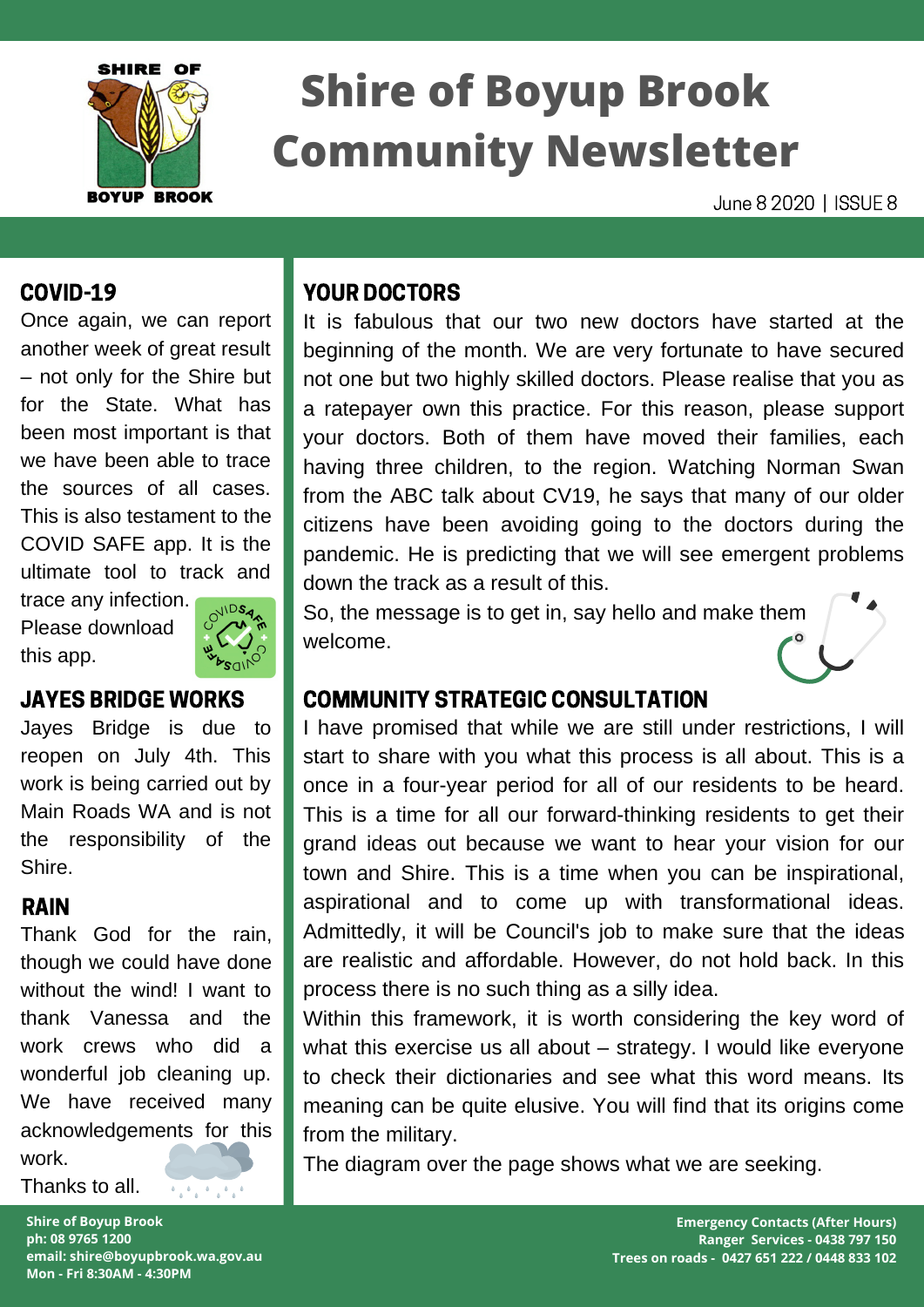# Shire of Boyup Brook Community Newsletter

June 8 2020 | ISSUE 8

## COVID-19

Once again, we can report another week of great result – not only for the Shire but for the State. What has been most important is that we have been able to trace the sources of all cases. This is also testament to the COVID SAFE app. It is the ultimate tool to track and trace any infection. Please download this app.

## JAYES BRIDGE WORKS

Jayes Bridge is due to reopen on July 4th. This work is being carried out by Main Roads WA and is not the responsibility of the Shire.

## RAIN

Thank God for the rain, though we could have done without the wind! I want to thank Vanessa and the work crews who did a wonderful job cleaning up. We have received many acknowledgements for this work.

Thanks to all.

## YOUR DOCTORS

It is fabulous that our two new doctors have started at the beginning of the month. We are very fortunate to have secured not one but two highly skilled doctors. Please realise that you as a ratepayer own this practice. For this reason, please support your doctors. Both of them have moved their families, each having three children, to the region. Watching Norman Swan from the ABC talk about CV19, he says that many of our older citizens have been avoiding going to the doctors during the pandemic. He is predicting that we will see emergent problems down the track as a result of this.

So, the message is to get in, say hello and make them welcome.

## COMMUNITY STRATEGIC CONSULTATION

I have promised that while we are still under restrictions, I will start to share with you what this process is all about. This is a once in a four-year period for all of our residents to be heard. This is a time for all our forward-thinking residents to get their grand ideas out because we want to hear your vision for our town and Shire. This is a time when you can be inspirational, aspirational and to come up with transformational ideas. Admittedly, it will be Council's job to make sure that the ideas are realistic and affordable. However, do not hold back. In this process there is no such thing as a silly idea.

Within this framework, it is worth considering the key word of what this exercise us all about – strategy. I would like everyone to check their dictionaries and see what this word means. Its meaning can be quite elusive. You will find that its origins come from the military.

The diagram over the page shows what we are seeking.

**Shire of Boyup Brook**
**ph: 08 9765 1200**
**email: shire@boyupbrook.wa.gov.au**
**Mon - Fri 8:30AM - 4:30PM**

**Emergency Contacts (After Hours)**
**Ranger Services - 0438 797 150**
**Trees on roads - 0427 651 222 / 0448 833 102**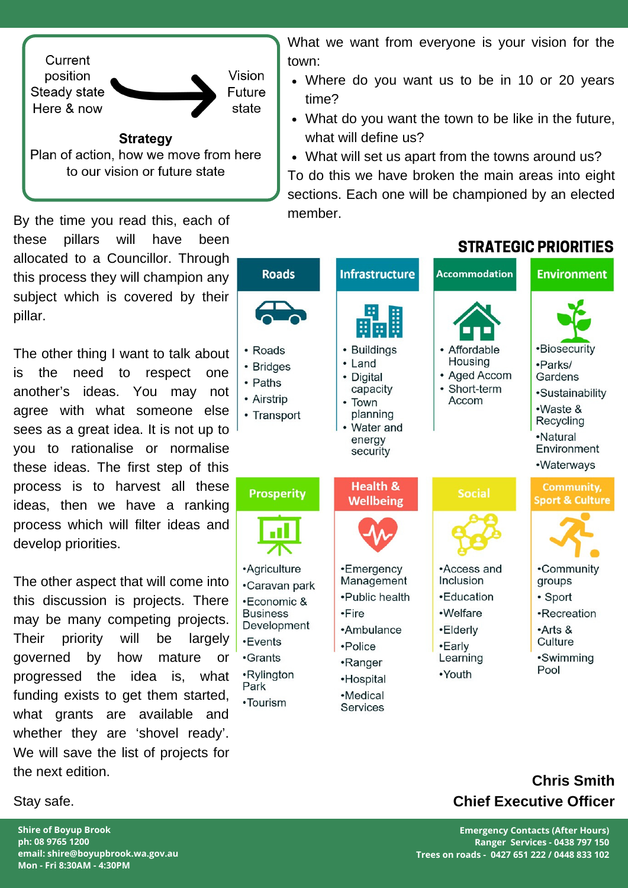Current position
Steady state
Here & now

Vision
Future state

**Strategy**
Plan of action, how we move from here to our vision or future state

By the time you read this, each of these pillars will have been allocated to a Councillor. Through this process they will champion any subject which is covered by their pillar.

The other thing I want to talk about is the need to respect one another's ideas. You may not agree with what someone else sees as a great idea. It is not up to you to rationalise or normalise these ideas. The first step of this process is to harvest all these ideas, then we have a ranking process which will filter ideas and develop priorities.

The other aspect that will come into this discussion is projects. There may be many competing projects. Their priority will be largely governed by how mature or progressed the idea is, what funding exists to get them started, what grants are available and whether they are 'shovel ready'. We will save the list of projects for the next edition.

Stay safe.

What we want from everyone is your vision for the town:

- Where do you want us to be in 10 or 20 years time?
- What do you want the town to be like in the future, what will define us?
- What will set us apart from the towns around us?

To do this we have broken the main areas into eight sections. Each one will be championed by an elected member.

## STRATEGIC PRIORITIES

**Roads**
- Roads
- Bridges
- Paths
- Airstrip
- Transport

**Infrastructure**
- Buildings
- Land
- Digital capacity
- Town planning
- Water and energy security

**Accommodation**
- Affordable Housing
- Aged Accom
- Short-term Accom

**Environment**
- Biosecurity
- Parks/ Gardens
- Sustainability
- Waste & Recycling
- Natural Environment
- Waterways

**Prosperity**
- Agriculture
- Caravan park
- Economic & Business Development
- Events
- Grants
- Rylington Park
- Tourism

**Health & Wellbeing**
- Emergency Management
- Public health
- Fire
- Ambulance
- Police
- Ranger
- Hospital
- Medical Services

**Social**
- Access and Inclusion
- Education
- Welfare
- Elderly
- Early Learning
- Youth

**Community, Sport & Culture**
- Community groups
- Sport
- Recreation
- Arts & Culture
- Swimming Pool

**Chris Smith**
**Chief Executive Officer**

**Shire of Boyup Brook**
**ph: 08 9765 1200**
**email: shire@boyupbrook.wa.gov.au**
**Mon - Fri 8:30AM - 4:30PM**

**Emergency Contacts (After Hours)**
**Ranger Services - 0438 797 150**
**Trees on roads - 0427 651 222 / 0448 833 102**